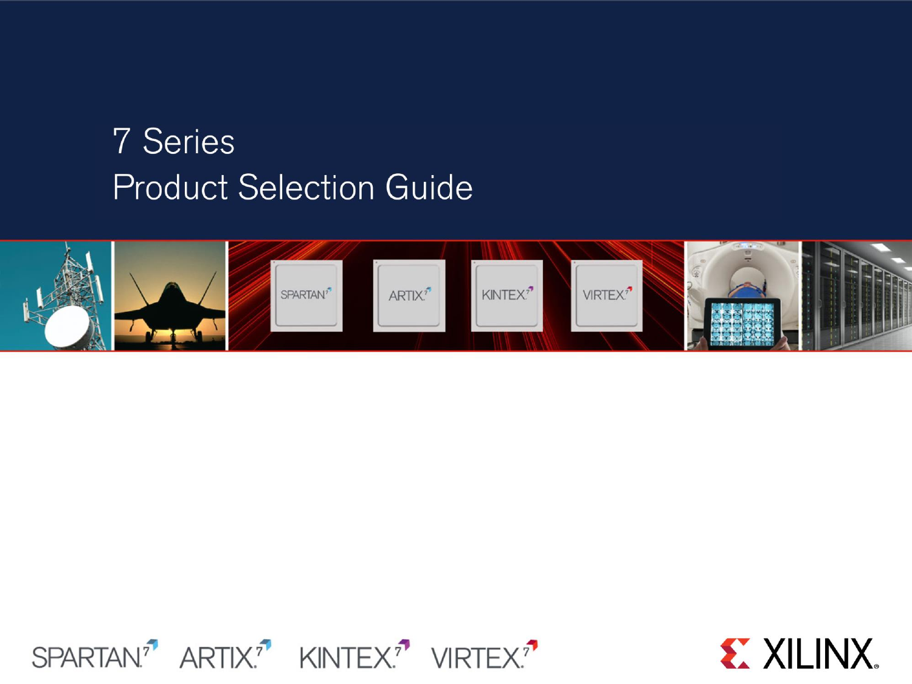# 7 Series Product Selection Guide

SPARTAN 7 ARTIX 7 KINTEX 7 VIRTEX 7

XILINX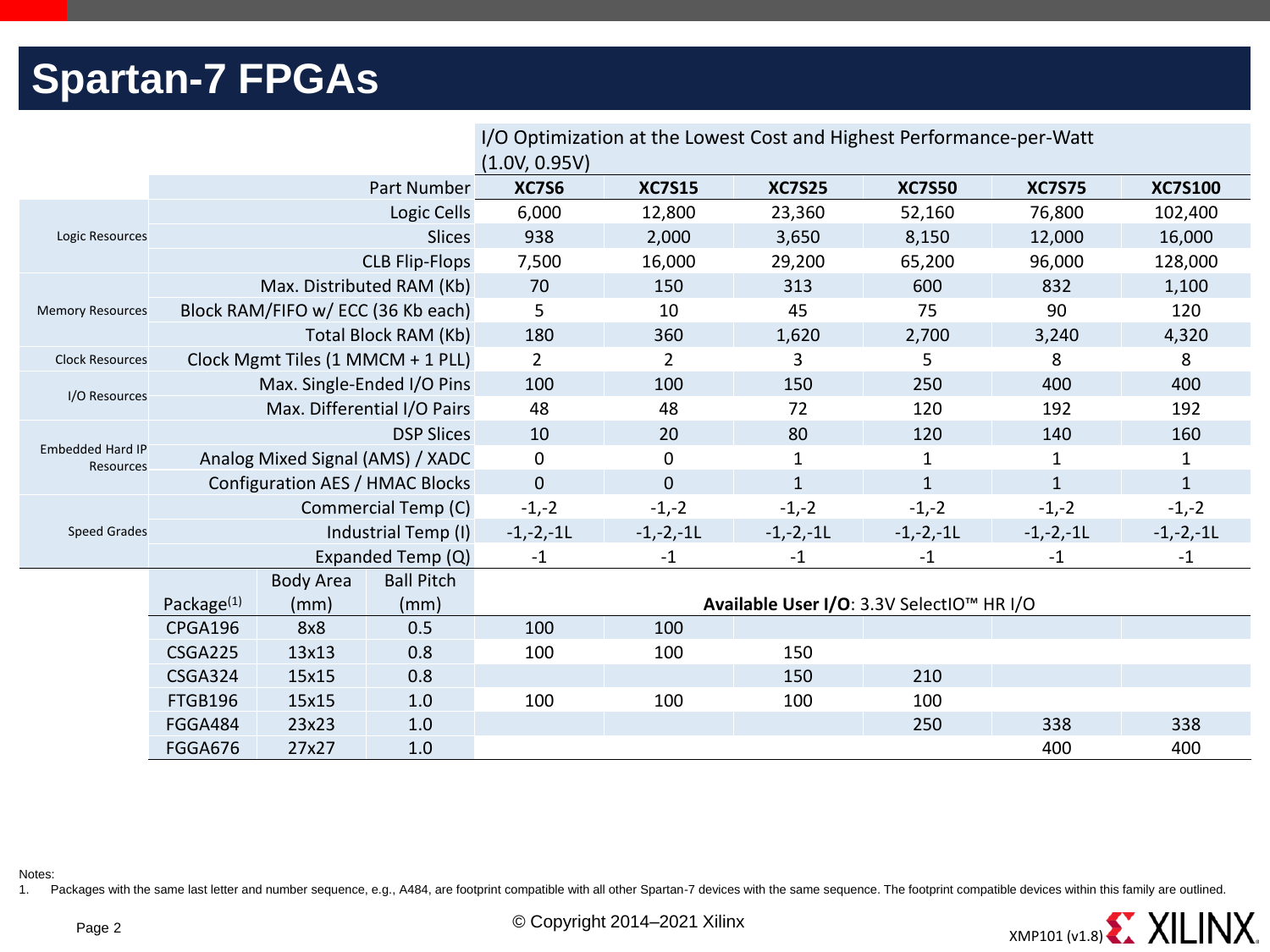# Spartan-7 FPGAs

| | | XC7S6 | XC7S15 | XC7S25 | XC7S50 | XC7S75 | XC7S100 |
|---|---|---|---|---|---|---|---|
| | | I/O Optimization at the Lowest Cost and Highest Performance-per-Watt (1.0V, 0.95V) | | | | | |
| | Part Number | XC7S6 | XC7S15 | XC7S25 | XC7S50 | XC7S75 | XC7S100 |
| Logic Resources | Logic Cells | 6,000 | 12,800 | 23,360 | 52,160 | 76,800 | 102,400 |
| | Slices | 938 | 2,000 | 3,650 | 8,150 | 12,000 | 16,000 |
| | CLB Flip-Flops | 7,500 | 16,000 | 29,200 | 65,200 | 96,000 | 128,000 |
| Memory Resources | Max. Distributed RAM (Kb) | 70 | 150 | 313 | 600 | 832 | 1,100 |
| | Block RAM/FIFO w/ ECC (36 Kb each) | 5 | 10 | 45 | 75 | 90 | 120 |
| | Total Block RAM (Kb) | 180 | 360 | 1,620 | 2,700 | 3,240 | 4,320 |
| Clock Resources | Clock Mgmt Tiles (1 MMCM + 1 PLL) | 2 | 2 | 3 | 5 | 8 | 8 |
| I/O Resources | Max. Single-Ended I/O Pins | 100 | 100 | 150 | 250 | 400 | 400 |
| | Max. Differential I/O Pairs | 48 | 48 | 72 | 120 | 192 | 192 |
| Embedded Hard IP Resources | DSP Slices | 10 | 20 | 80 | 120 | 140 | 160 |
| | Analog Mixed Signal (AMS) / XADC | 0 | 0 | 1 | 1 | 1 | 1 |
| | Configuration AES / HMAC Blocks | 0 | 0 | 1 | 1 | 1 | 1 |
| Speed Grades | Commercial Temp (C) | -1,-2 | -1,-2 | -1,-2 | -1,-2 | -1,-2 | -1,-2 |
| | Industrial Temp (I) | -1,-2,-1L | -1,-2,-1L | -1,-2,-1L | -1,-2,-1L | -1,-2,-1L | -1,-2,-1L |
| | Expanded Temp (Q) | -1 | -1 | -1 | -1 | -1 | -1 |

| Package[1] | Body Area (mm) | Ball Pitch (mm) | XC7S6 | XC7S15 | XC7S25 | XC7S50 | XC7S75 | XC7S100 |
|---|---|---|---|---|---|---|---|---|
| | | | **Available User I/O**: 3.3V SelectIO™ HR I/O | | | | | |
| CPGA196 | 8x8 | 0.5 | 100 | 100 | | | | |
| CSGA225 | 13x13 | 0.8 | 100 | 100 | 150 | | | |
| CSGA324 | 15x15 | 0.8 | | | 150 | 210 | | |
| FTGB196 | 15x15 | 1.0 | 100 | 100 | 100 | 100 | | |
| FGGA484 | 23x23 | 1.0 | | | | 250 | 338 | 338 |
| FGGA676 | 27x27 | 1.0 | | | | | 400 | 400 |

Notes:
1. Packages with the same last letter and number sequence, e.g., A484, are footprint compatible with all other Spartan-7 devices with the same sequence. The footprint compatible devices within this family are outlined.

© Copyright 2014–2021 Xilinx

XMP101 (v1.8)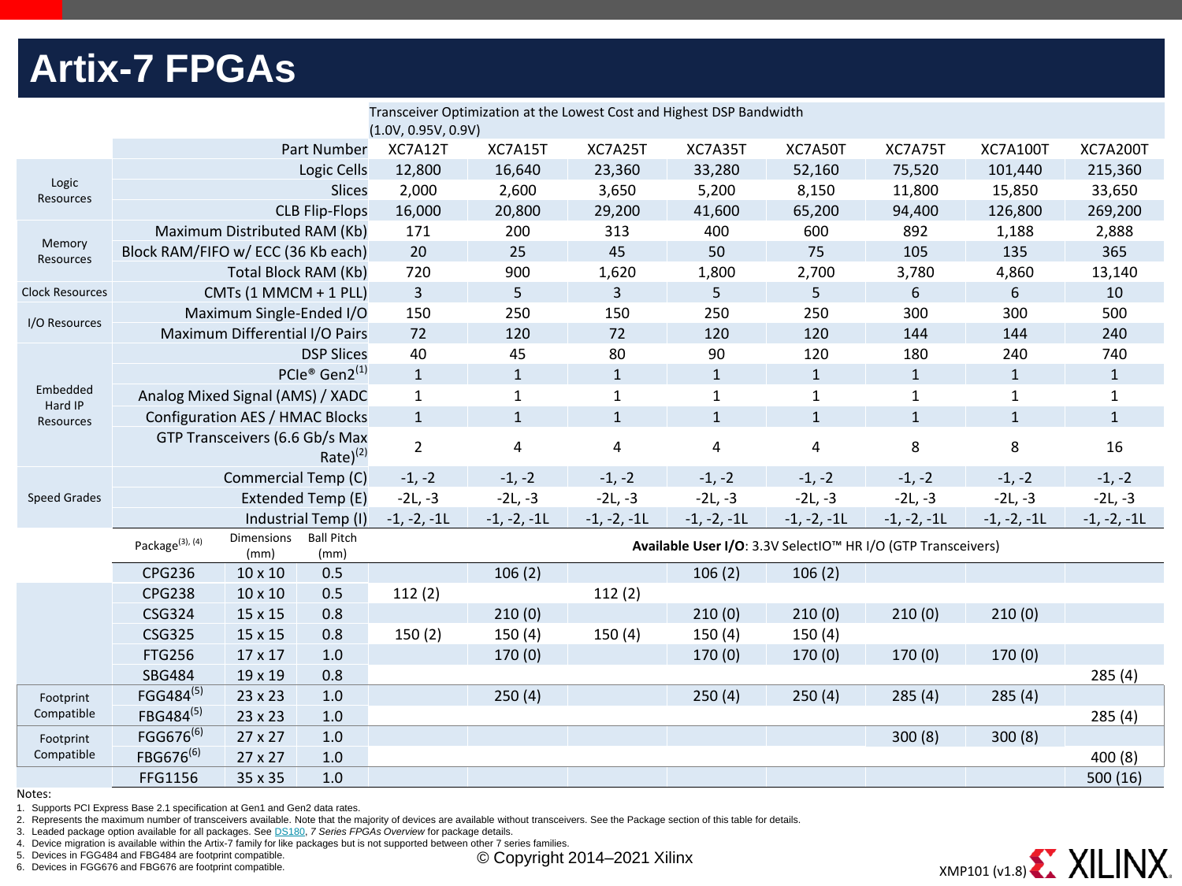# Artix-7 FPGAs

| | Transceiver Optimization at the Lowest Cost and Highest DSP Bandwidth (1.0V, 0.95V, 0.9V) | | | | | | | | | | |
|---|---|---|---|---|---|---|---|---|---|---|---|
| | Part Number | | | XC7A12T | XC7A15T | XC7A25T | XC7A35T | XC7A50T | XC7A75T | XC7A100T | XC7A200T |
| Logic Resources | Logic Cells | | | 12,800 | 16,640 | 23,360 | 33,280 | 52,160 | 75,520 | 101,440 | 215,360 |
| | Slices | | | 2,000 | 2,600 | 3,650 | 5,200 | 8,150 | 11,800 | 15,850 | 33,650 |
| | CLB Flip-Flops | | | 16,000 | 20,800 | 29,200 | 41,600 | 65,200 | 94,400 | 126,800 | 269,200 |
| Memory Resources | Maximum Distributed RAM (Kb) | | | 171 | 200 | 313 | 400 | 600 | 892 | 1,188 | 2,888 |
| | Block RAM/FIFO w/ ECC (36 Kb each) | | | 20 | 25 | 45 | 50 | 75 | 105 | 135 | 365 |
| | Total Block RAM (Kb) | | | 720 | 900 | 1,620 | 1,800 | 2,700 | 3,780 | 4,860 | 13,140 |
| Clock Resources | CMTs (1 MMCM + 1 PLL) | | | 3 | 5 | 3 | 5 | 5 | 6 | 6 | 10 |
| I/O Resources | Maximum Single-Ended I/O | | | 150 | 250 | 150 | 250 | 250 | 300 | 300 | 500 |
| | Maximum Differential I/O Pairs | | | 72 | 120 | 72 | 120 | 120 | 144 | 144 | 240 |
| Embedded Hard IP Resources | DSP Slices | | | 40 | 45 | 80 | 90 | 120 | 180 | 240 | 740 |
| | PCIe® Gen2[1] | | | 1 | 1 | 1 | 1 | 1 | 1 | 1 | 1 |
| | Analog Mixed Signal (AMS) / XADC | | | 1 | 1 | 1 | 1 | 1 | 1 | 1 | 1 |
| | Configuration AES / HMAC Blocks | | | 1 | 1 | 1 | 1 | 1 | 1 | 1 | 1 |
| | GTP Transceivers (6.6 Gb/s Max Rate)[2] | | | 2 | 4 | 4 | 4 | 4 | 8 | 8 | 16 |
| Speed Grades | Commercial Temp (C) | | | -1, -2 | -1, -2 | -1, -2 | -1, -2 | -1, -2 | -1, -2 | -1, -2 | -1, -2 |
| | Extended Temp (E) | | | -2L, -3 | -2L, -3 | -2L, -3 | -2L, -3 | -2L, -3 | -2L, -3 | -2L, -3 | -2L, -3 |
| | Industrial Temp (I) | | | -1, -2, -1L | -1, -2, -1L | -1, -2, -1L | -1, -2, -1L | -1, -2, -1L | -1, -2, -1L | -1, -2, -1L | -1, -2, -1L |
| | Package[3], [4] | Dimensions (mm) | Ball Pitch (mm) | **Available User I/O**: 3.3V SelectIO™ HR I/O (GTP Transceivers) | | | | | | | |
| | CPG236 | 10 x 10 | 0.5 | | 106 (2) | | 106 (2) | 106 (2) | | | |
| | CPG238 | 10 x 10 | 0.5 | 112 (2) | | 112 (2) | | | | | |
| | CSG324 | 15 x 15 | 0.8 | | 210 (0) | | 210 (0) | 210 (0) | 210 (0) | 210 (0) | |
| | CSG325 | 15 x 15 | 0.8 | 150 (2) | 150 (4) | 150 (4) | 150 (4) | 150 (4) | | | |
| | FTG256 | 17 x 17 | 1.0 | | 170 (0) | | 170 (0) | 170 (0) | 170 (0) | 170 (0) | |
| | SBG484 | 19 x 19 | 0.8 | | | | | | | | 285 (4) |
| Footprint Compatible | FGG484[5] | 23 x 23 | 1.0 | | 250 (4) | | 250 (4) | 250 (4) | 285 (4) | 285 (4) | |
| | FBG484[5] | 23 x 23 | 1.0 | | | | | | | | 285 (4) |
| Footprint Compatible | FGG676[6] | 27 x 27 | 1.0 | | | | | | 300 (8) | 300 (8) | |
| | FBG676[6] | 27 x 27 | 1.0 | | | | | | | | 400 (8) |
| | FFG1156 | 35 x 35 | 1.0 | | | | | | | | 500 (16) |

Notes:
1. Supports PCI Express Base 2.1 specification at Gen1 and Gen2 data rates.
2. Represents the maximum number of transceivers available. Note that the majority of devices are available without transceivers. See the Package section of this table for details.
3. Leaded package option available for all packages. See DS180, *7 Series FPGAs Overview* for package details.
4. Device migration is available within the Artix-7 family for like packages but is not supported between other 7 series families.
5. Devices in FGG484 and FBG484 are footprint compatible.
6. Devices in FGG676 and FBG676 are footprint compatible.

© Copyright 2014–2021 Xilinx

XMP101 (v1.8)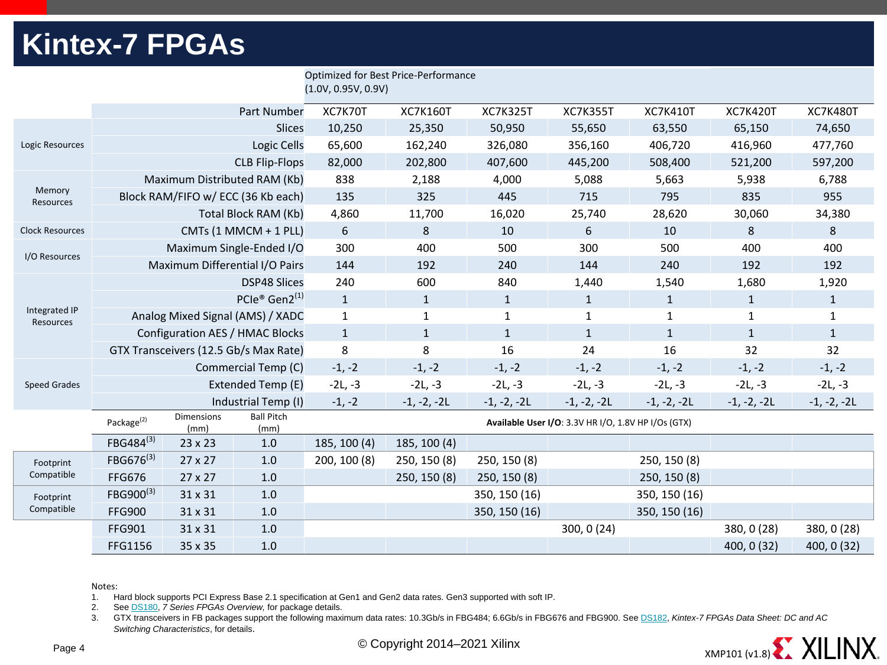# Kintex-7 FPGAs

Optimized for Best Price-Performance (1.0V, 0.95V, 0.9V)

| | Part Number | XC7K70T | XC7K160T | XC7K325T | XC7K355T | XC7K410T | XC7K420T | XC7K480T |
|---|---|---|---|---|---|---|---|---|
| Logic Resources | Slices | 10,250 | 25,350 | 50,950 | 55,650 | 63,550 | 65,150 | 74,650 |
| | Logic Cells | 65,600 | 162,240 | 326,080 | 356,160 | 406,720 | 416,960 | 477,760 |
| | CLB Flip-Flops | 82,000 | 202,800 | 407,600 | 445,200 | 508,400 | 521,200 | 597,200 |
| Memory Resources | Maximum Distributed RAM (Kb) | 838 | 2,188 | 4,000 | 5,088 | 5,663 | 5,938 | 6,788 |
| | Block RAM/FIFO w/ ECC (36 Kb each) | 135 | 325 | 445 | 715 | 795 | 835 | 955 |
| | Total Block RAM (Kb) | 4,860 | 11,700 | 16,020 | 25,740 | 28,620 | 30,060 | 34,380 |
| Clock Resources | CMTs (1 MMCM + 1 PLL) | 6 | 8 | 10 | 6 | 10 | 8 | 8 |
| I/O Resources | Maximum Single-Ended I/O | 300 | 400 | 500 | 300 | 500 | 400 | 400 |
| | Maximum Differential I/O Pairs | 144 | 192 | 240 | 144 | 240 | 192 | 192 |
| Integrated IP Resources | DSP48 Slices | 240 | 600 | 840 | 1,440 | 1,540 | 1,680 | 1,920 |
| | PCIe® Gen2[1] | 1 | 1 | 1 | 1 | 1 | 1 | 1 |
| | Analog Mixed Signal (AMS) / XADC | 1 | 1 | 1 | 1 | 1 | 1 | 1 |
| | Configuration AES / HMAC Blocks | 1 | 1 | 1 | 1 | 1 | 1 | 1 |
| | GTX Transceivers (12.5 Gb/s Max Rate) | 8 | 8 | 16 | 24 | 16 | 32 | 32 |
| Speed Grades | Commercial Temp (C) | -1, -2 | -1, -2 | -1, -2 | -1, -2 | -1, -2 | -1, -2 | -1, -2 |
| | Extended Temp (E) | -2L, -3 | -2L, -3 | -2L, -3 | -2L, -3 | -2L, -3 | -2L, -3 | -2L, -3 |
| | Industrial Temp (I) | -1, -2 | -1, -2, -2L | -1, -2, -2L | -1, -2, -2L | -1, -2, -2L | -1, -2, -2L | -1, -2, -2L |

**Available User I/O**: 3.3V HR I/O, 1.8V HP I/Os (GTX)

| | Package[2] | Dimensions (mm) | Ball Pitch (mm) | XC7K70T | XC7K160T | XC7K325T | XC7K355T | XC7K410T | XC7K420T | XC7K480T |
|---|---|---|---|---|---|---|---|---|---|---|
| | FBG484[3] | 23 x 23 | 1.0 | 185, 100 (4) | 185, 100 (4) | | | | | |
| Footprint Compatible | FBG676[3] | 27 x 27 | 1.0 | 200, 100 (8) | 250, 150 (8) | 250, 150 (8) | | 250, 150 (8) | | |
| | FFG676 | 27 x 27 | 1.0 | | 250, 150 (8) | 250, 150 (8) | | 250, 150 (8) | | |
| Footprint Compatible | FBG900[3] | 31 x 31 | 1.0 | | | 350, 150 (16) | | 350, 150 (16) | | |
| | FFG900 | 31 x 31 | 1.0 | | | 350, 150 (16) | | 350, 150 (16) | | |
| | FFG901 | 31 x 31 | 1.0 | | | | 300, 0 (24) | | 380, 0 (28) | 380, 0 (28) |
| | FFG1156 | 35 x 35 | 1.0 | | | | | | 400, 0 (32) | 400, 0 (32) |

Notes:

1. Hard block supports PCI Express Base 2.1 specification at Gen1 and Gen2 data rates. Gen3 supported with soft IP.
2. See DS180, *7 Series FPGAs Overview,* for package details.
3. GTX transceivers in FB packages support the following maximum data rates: 10.3Gb/s in FBG484; 6.6Gb/s in FBG676 and FBG900. See DS182, *Kintex-7 FPGAs Data Sheet: DC and AC Switching Characteristics*, for details.

© Copyright 2014–2021 Xilinx

XMP101 (v1.8)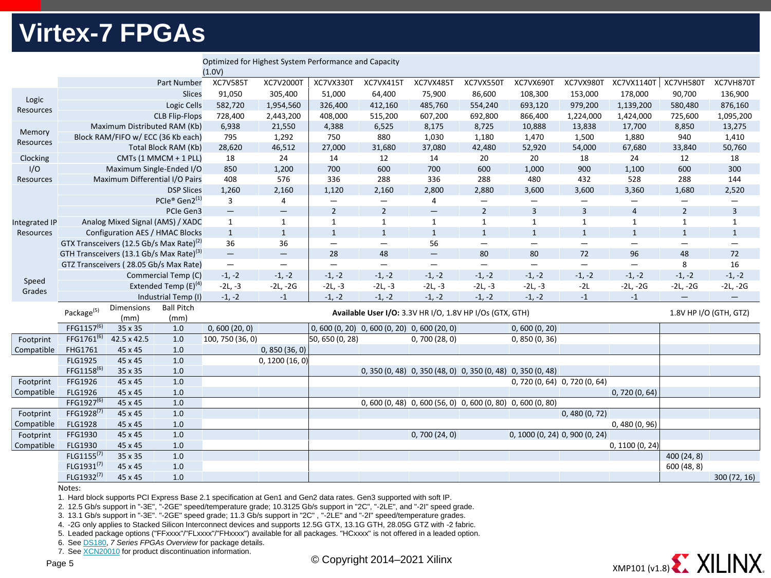# Virtex-7 FPGAs

Optimized for Highest System Performance and Capacity (1.0V)

| | Part Number | XC7V585T | XC7V2000T | XC7VX330T | XC7VX415T | XC7VX485T | XC7VX550T | XC7VX690T | XC7VX980T | XC7VX1140T | XC7VH580T | XC7VH870T |
|---|---|---|---|---|---|---|---|---|---|---|---|---|
| Logic Resources | Slices | 91,050 | 305,400 | 51,000 | 64,400 | 75,900 | 86,600 | 108,300 | 153,000 | 178,000 | 90,700 | 136,900 |
| | Logic Cells | 582,720 | 1,954,560 | 326,400 | 412,160 | 485,760 | 554,240 | 693,120 | 979,200 | 1,139,200 | 580,480 | 876,160 |
| | CLB Flip-Flops | 728,400 | 2,443,200 | 408,000 | 515,200 | 607,200 | 692,800 | 866,400 | 1,224,000 | 1,424,000 | 725,600 | 1,095,200 |
| Memory Resources | Maximum Distributed RAM (Kb) | 6,938 | 21,550 | 4,388 | 6,525 | 8,175 | 8,725 | 10,888 | 13,838 | 17,700 | 8,850 | 13,275 |
| | Block RAM/FIFO w/ ECC (36 Kb each) | 795 | 1,292 | 750 | 880 | 1,030 | 1,180 | 1,470 | 1,500 | 1,880 | 940 | 1,410 |
| | Total Block RAM (Kb) | 28,620 | 46,512 | 27,000 | 31,680 | 37,080 | 42,480 | 52,920 | 54,000 | 67,680 | 33,840 | 50,760 |
| Clocking | CMTs (1 MMCM + 1 PLL) | 18 | 24 | 14 | 12 | 14 | 20 | 20 | 18 | 24 | 12 | 18 |
| I/O Resources | Maximum Single-Ended I/O | 850 | 1,200 | 700 | 600 | 700 | 600 | 1,000 | 900 | 1,100 | 600 | 300 |
| | Maximum Differential I/O Pairs | 408 | 576 | 336 | 288 | 336 | 288 | 480 | 432 | 528 | 288 | 144 |
| Integrated IP Resources | DSP Slices | 1,260 | 2,160 | 1,120 | 2,160 | 2,800 | 2,880 | 3,600 | 3,600 | 3,360 | 1,680 | 2,520 |
| | PCIe® Gen2[1] | 3 | 4 | — | — | 4 | — | — | — | — | — | — |
| | PCIe Gen3 | — | — | 2 | 2 | — | 2 | 3 | 3 | 4 | 2 | 3 |
| | Analog Mixed Signal (AMS) / XADC | 1 | 1 | 1 | 1 | 1 | 1 | 1 | 1 | 1 | 1 | 1 |
| | Configuration AES / HMAC Blocks | 1 | 1 | 1 | 1 | 1 | 1 | 1 | 1 | 1 | 1 | 1 |
| | GTX Transceivers (12.5 Gb/s Max Rate)[2] | 36 | 36 | — | — | 56 | — | — | — | — | — | — |
| | GTH Transceivers (13.1 Gb/s Max Rate)[3] | — | — | 28 | 48 | — | 80 | 80 | 72 | 96 | 48 | 72 |
| | GTZ Transceivers ( 28.05 Gb/s Max Rate) | — | — | — | — | — | — | — | — | — | 8 | 16 |
| Speed Grades | Commercial Temp (C) | -1, -2 | -1, -2 | -1, -2 | -1, -2 | -1, -2 | -1, -2 | -1, -2 | -1, -2 | -1, -2 | -1, -2 | -1, -2 |
| | Extended Temp (E)[4] | -2L, -3 | -2L, -2G | -2L, -3 | -2L, -3 | -2L, -3 | -2L, -3 | -2L, -3 | -2L | -2L, -2G | -2L, -2G | -2L, -2G |
| | Industrial Temp (I) | -1, -2 | -1 | -1, -2 | -1, -2 | -1, -2 | -1, -2 | -1, -2 | -1 | -1 | — | — |

| | Package[5] | Dimensions (mm) | Ball Pitch (mm) | XC7V585T | XC7V2000T | XC7VX330T | XC7VX415T | XC7VX485T | XC7VX550T | XC7VX690T | XC7VX980T | XC7VX1140T | XC7VH580T | XC7VH870T |
|---|---|---|---|---|---|---|---|---|---|---|---|---|---|---|
| | | | | **Available User I/O:** 3.3V HR I/O, 1.8V HP I/Os (GTX, GTH) | | | | | | | | | 1.8V HP I/O (GTH, GTZ) | |
| | FFG1157[6] | 35 x 35 | 1.0 | 0, 600 (20, 0) | | 0, 600 (0, 20) | 0, 600 (0, 20) | 0, 600 (20, 0) | | 0, 600 (0, 20) | | | | |
| Footprint Compatible | FFG1761[6] | 42.5 x 42.5 | 1.0 | 100, 750 (36, 0) | | 50, 650 (0, 28) | | 0, 700 (28, 0) | | 0, 850 (0, 36) | | | | |
| | FHG1761 | 45 x 45 | 1.0 | | 0, 850 (36, 0) | | | | | | | | | |
| | FLG1925 | 45 x 45 | 1.0 | | 0, 1200 (16, 0) | | | | | | | | | |
| | FFG1158[6] | 35 x 35 | 1.0 | | | | 0, 350 (0, 48) | 0, 350 (48, 0) | 0, 350 (0, 48) | 0, 350 (0, 48) | | | | |
| Footprint Compatible | FFG1926 | 45 x 45 | 1.0 | | | | | | | 0, 720 (0, 64) | 0, 720 (0, 64) | | | |
| | FLG1926 | 45 x 45 | 1.0 | | | | | | | | | 0, 720 (0, 64) | | |
| | FFG1927[6] | 45 x 45 | 1.0 | | | | 0, 600 (0, 48) | 0, 600 (56, 0) | 0, 600 (0, 80) | 0, 600 (0, 80) | | | | |
| Footprint Compatible | FFG1928[7] | 45 x 45 | 1.0 | | | | | | | | 0, 480 (0, 72) | | | |
| | FLG1928 | 45 x 45 | 1.0 | | | | | | | | | 0, 480 (0, 96) | | |
| Footprint Compatible | FFG1930 | 45 x 45 | 1.0 | | | | | 0, 700 (24, 0) | | 0, 1000 (0, 24) | 0, 900 (0, 24) | | | |
| | FLG1930 | 45 x 45 | 1.0 | | | | | | | | | 0, 1100 (0, 24) | | |
| | FLG1155[7] | 35 x 35 | 1.0 | | | | | | | | | | 400 (24, 8) | |
| | FLG1931[7] | 45 x 45 | 1.0 | | | | | | | | | | 600 (48, 8) | |
| | FLG1932[7] | 45 x 45 | 1.0 | | | | | | | | | | | 300 (72, 16) |

Notes:

1. Hard block supports PCI Express Base 2.1 specification at Gen1 and Gen2 data rates. Gen3 supported with soft IP.
2. 12.5 Gb/s support in "-3E". "-2GE" speed/temperature grade; 10.3125 Gb/s support in "2C", "-2LE", and "-2I" speed grade.
3. 13.1 Gb/s support in "-3E". "-2GE" speed grade; 11.3 Gb/s support in "2C" , "-2LE" and "-2I" speed/temperature grades.
4. -2G only applies to Stacked Silicon Interconnect devices and supports 12.5G GTX, 13.1G GTH, 28.05G GTZ with -2 fabric.
5. Leaded package options ("FFxxxx"/"FLxxxx"/"FHxxxx") available for all packages. "HCxxxx" is not offered in a leaded option.
6. See DS180, *7 Series FPGAs Overview* for package details.
7. See XCN20010 for product discontinuation information.

© Copyright 2014–2021 Xilinx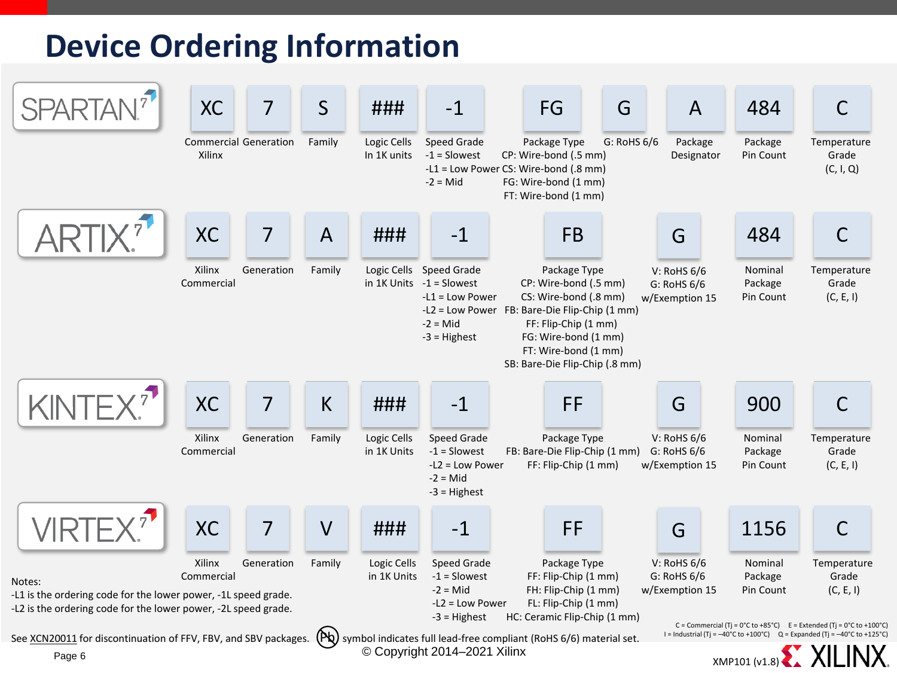# Device Ordering Information

## SPARTAN 7

| XC | 7 | S | ### | -1 | FG | G | A | 484 | C |
|---|---|---|---|---|---|---|---|---|---|
| Commercial Xilinx | Generation | Family | Logic Cells In 1K units | Speed Grade<br>-1 = Slowest<br>-L1 = Low Power<br>-2 = Mid | Package Type<br>CP: Wire-bond (.5 mm)<br>CS: Wire-bond (.8 mm)<br>FG: Wire-bond (1 mm)<br>FT: Wire-bond (1 mm) | G: RoHS 6/6 | Package Designator | Package Pin Count | Temperature Grade (C, I, Q) |

## ARTIX 7

| XC | 7 | A | ### | -1 | FB | G | 484 | C |
|---|---|---|---|---|---|---|---|---|
| Xilinx Commercial | Generation | Family | Logic Cells in 1K Units | Speed Grade<br>-1 = Slowest<br>-L1 = Low Power<br>-L2 = Low Power<br>-2 = Mid<br>-3 = Highest | Package Type<br>CP: Wire-bond (.5 mm)<br>CS: Wire-bond (.8 mm)<br>FB: Bare-Die Flip-Chip (1 mm)<br>FF: Flip-Chip (1 mm)<br>FG: Wire-bond (1 mm)<br>FT: Wire-bond (1 mm)<br>SB: Bare-Die Flip-Chip (.8 mm) | V: RoHS 6/6<br>G: RoHS 6/6 w/Exemption 15 | Nominal Package Pin Count | Temperature Grade (C, E, I) |

## KINTEX 7

| XC | 7 | K | ### | -1 | FF | G | 900 | C |
|---|---|---|---|---|---|---|---|---|
| Xilinx Commercial | Generation | Family | Logic Cells in 1K Units | Speed Grade<br>-1 = Slowest<br>-L2 = Low Power<br>-2 = Mid<br>-3 = Highest | Package Type<br>FB: Bare-Die Flip-Chip (1 mm)<br>FF: Flip-Chip (1 mm) | V: RoHS 6/6<br>G: RoHS 6/6 w/Exemption 15 | Nominal Package Pin Count | Temperature Grade (C, E, I) |

## VIRTEX 7

| XC | 7 | V | ### | -1 | FF | G | 1156 | C |
|---|---|---|---|---|---|---|---|---|
| Xilinx Commercial | Generation | Family | Logic Cells in 1K Units | Speed Grade<br>-1 = Slowest<br>-2 = Mid<br>-L2 = Low Power<br>-3 = Highest | Package Type<br>FF: Flip-Chip (1 mm)<br>FH: Flip-Chip (1 mm)<br>FL: Flip-Chip (1 mm)<br>HC: Ceramic Flip-Chip (1 mm) | V: RoHS 6/6<br>G: RoHS 6/6 w/Exemption 15 | Nominal Package Pin Count | Temperature Grade (C, E, I) |

Notes:
-L1 is the ordering code for the lower power, -1L speed grade.
-L2 is the ordering code for the lower power, -2L speed grade.

C = Commercial (Tj = 0°C to +85°C) E = Extended (Tj = 0°C to +100°C)
I = Industrial (Tj = –40°C to +100°C) Q = Expanded (Tj = –40°C to +125°C)

See XCN20011 for discontinuation of FFV, FBV, and SBV packages. (Pb) symbol indicates full lead-free compliant (RoHS 6/6) material set.

© Copyright 2014–2021 Xilinx

XMP101 (v1.8)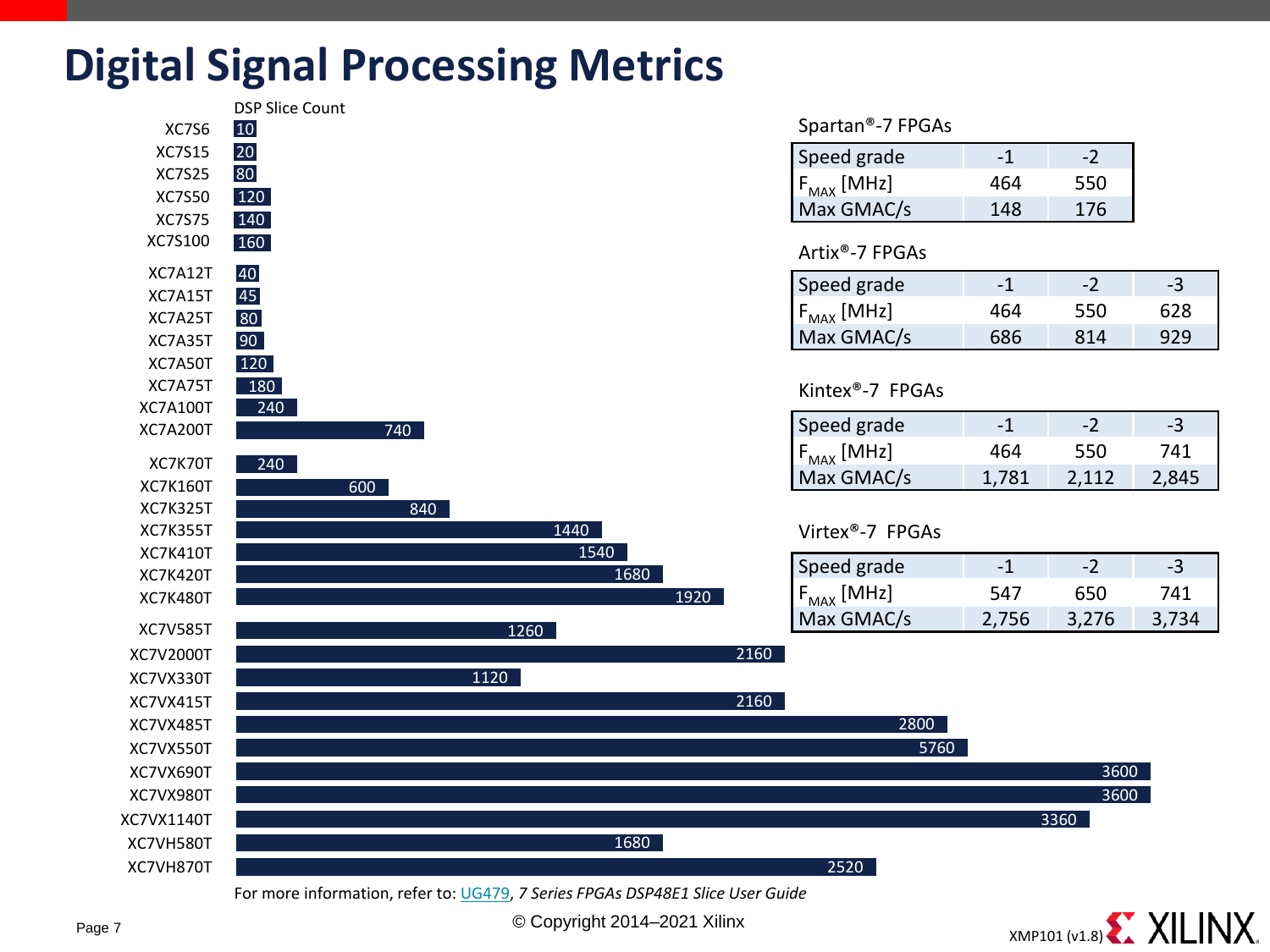# Digital Signal Processing Metrics

DSP Slice Count

| Device | DSP Slice Count |
|---|---|
| XC7S6 | 10 |
| XC7S15 | 20 |
| XC7S25 | 80 |
| XC7S50 | 120 |
| XC7S75 | 140 |
| XC7S100 | 160 |
| XC7A12T | 40 |
| XC7A15T | 45 |
| XC7A25T | 80 |
| XC7A35T | 90 |
| XC7A50T | 120 |
| XC7A75T | 180 |
| XC7A100T | 240 |
| XC7A200T | 740 |
| XC7K70T | 240 |
| XC7K160T | 600 |
| XC7K325T | 840 |
| XC7K355T | 1440 |
| XC7K410T | 1540 |
| XC7K420T | 1680 |
| XC7K480T | 1920 |
| XC7V585T | 1260 |
| XC7V2000T | 2160 |
| XC7VX330T | 1120 |
| XC7VX415T | 2160 |
| XC7VX485T | 2800 |
| XC7VX550T | 5760 |
| XC7VX690T | 3600 |
| XC7VX980T | 3600 |
| XC7VX1140T | 3360 |
| XC7VH580T | 1680 |
| XC7VH870T | 2520 |

Spartan®-7 FPGAs

| Speed grade | -1 | -2 |
|---|---|---|
| $F_{MAX}$ [MHz] | 464 | 550 |
| Max GMAC/s | 148 | 176 |

Artix®-7 FPGAs

| Speed grade | -1 | -2 | -3 |
|---|---|---|---|
| $F_{MAX}$ [MHz] | 464 | 550 | 628 |
| Max GMAC/s | 686 | 814 | 929 |

Kintex®-7 FPGAs

| Speed grade | -1 | -2 | -3 |
|---|---|---|---|
| $F_{MAX}$ [MHz] | 464 | 550 | 741 |
| Max GMAC/s | 1,781 | 2,112 | 2,845 |

Virtex®-7 FPGAs

| Speed grade | -1 | -2 | -3 |
|---|---|---|---|
| $F_{MAX}$ [MHz] | 547 | 650 | 741 |
| Max GMAC/s | 2,756 | 3,276 | 3,734 |

For more information, refer to: UG479, *7 Series FPGAs DSP48E1 Slice User Guide*

© Copyright 2014–2021 Xilinx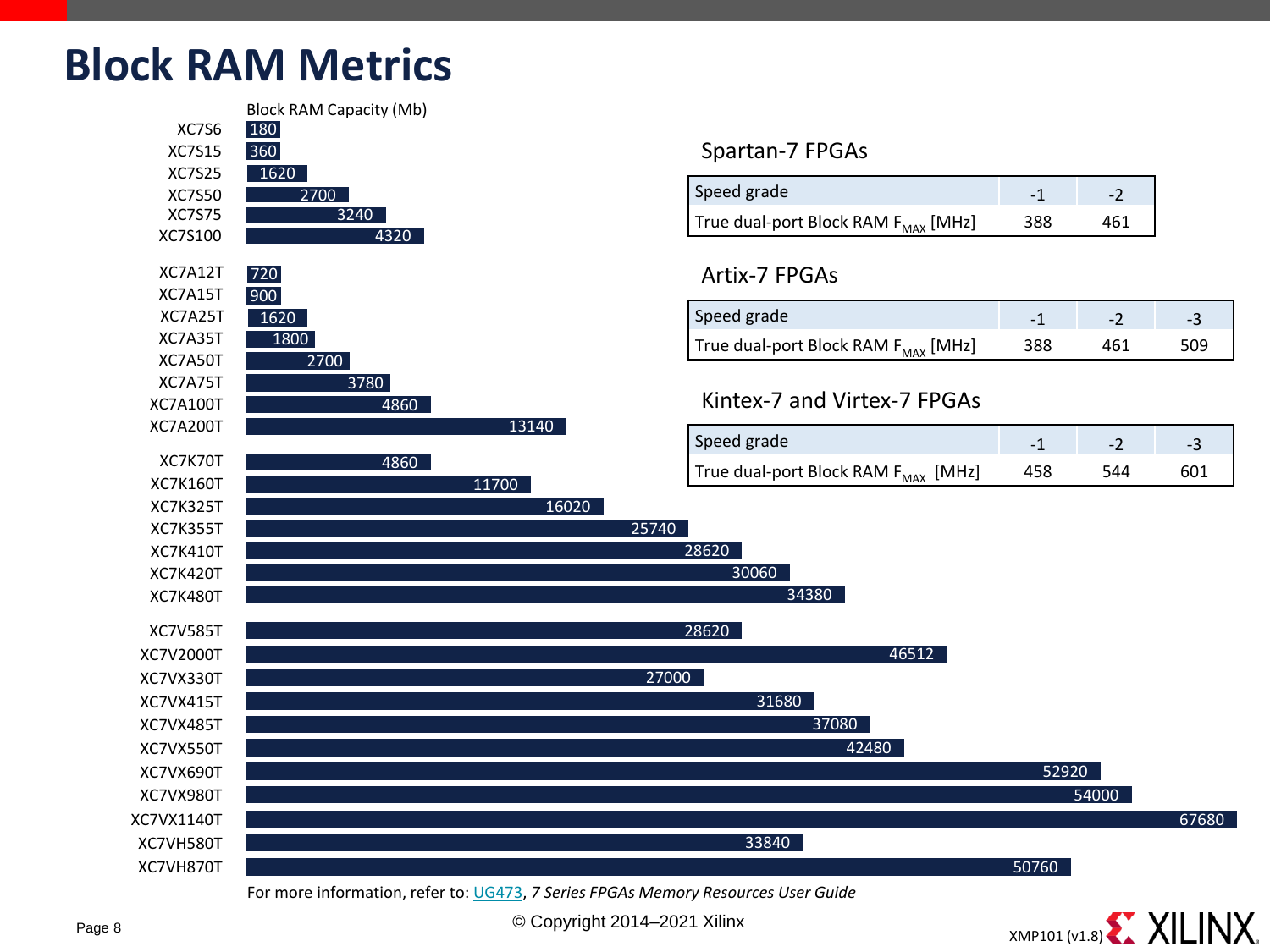# Block RAM Metrics

Block RAM Capacity (Mb)

| Device | Block RAM Capacity (Mb) |
|---|---|
| XC7S6 | 180 |
| XC7S15 | 360 |
| XC7S25 | 1620 |
| XC7S50 | 2700 |
| XC7S75 | 3240 |
| XC7S100 | 4320 |
| XC7A12T | 720 |
| XC7A15T | 900 |
| XC7A25T | 1620 |
| XC7A35T | 1800 |
| XC7A50T | 2700 |
| XC7A75T | 3780 |
| XC7A100T | 4860 |
| XC7A200T | 13140 |
| XC7K70T | 4860 |
| XC7K160T | 11700 |
| XC7K325T | 16020 |
| XC7K355T | 25740 |
| XC7K410T | 28620 |
| XC7K420T | 30060 |
| XC7K480T | 34380 |
| XC7V585T | 28620 |
| XC7V2000T | 46512 |
| XC7VX330T | 27000 |
| XC7VX415T | 31680 |
| XC7VX485T | 37080 |
| XC7VX550T | 42480 |
| XC7VX690T | 52920 |
| XC7VX980T | 54000 |
| XC7VX1140T | 67680 |
| XC7VH580T | 33840 |
| XC7VH870T | 50760 |

## Spartan-7 FPGAs

| Speed grade | -1 | -2 |
|---|---|---|
| True dual-port Block RAM $F_{MAX}$ [MHz] | 388 | 461 |

## Artix-7 FPGAs

| Speed grade | -1 | -2 | -3 |
|---|---|---|---|
| True dual-port Block RAM $F_{MAX}$ [MHz] | 388 | 461 | 509 |

## Kintex-7 and Virtex-7 FPGAs

| Speed grade | -1 | -2 | -3 |
|---|---|---|---|
| True dual-port Block RAM $F_{MAX}$ [MHz] | 458 | 544 | 601 |

For more information, refer to: UG473, *7 Series FPGAs Memory Resources User Guide*

© Copyright 2014–2021 Xilinx

XMP101 (v1.8)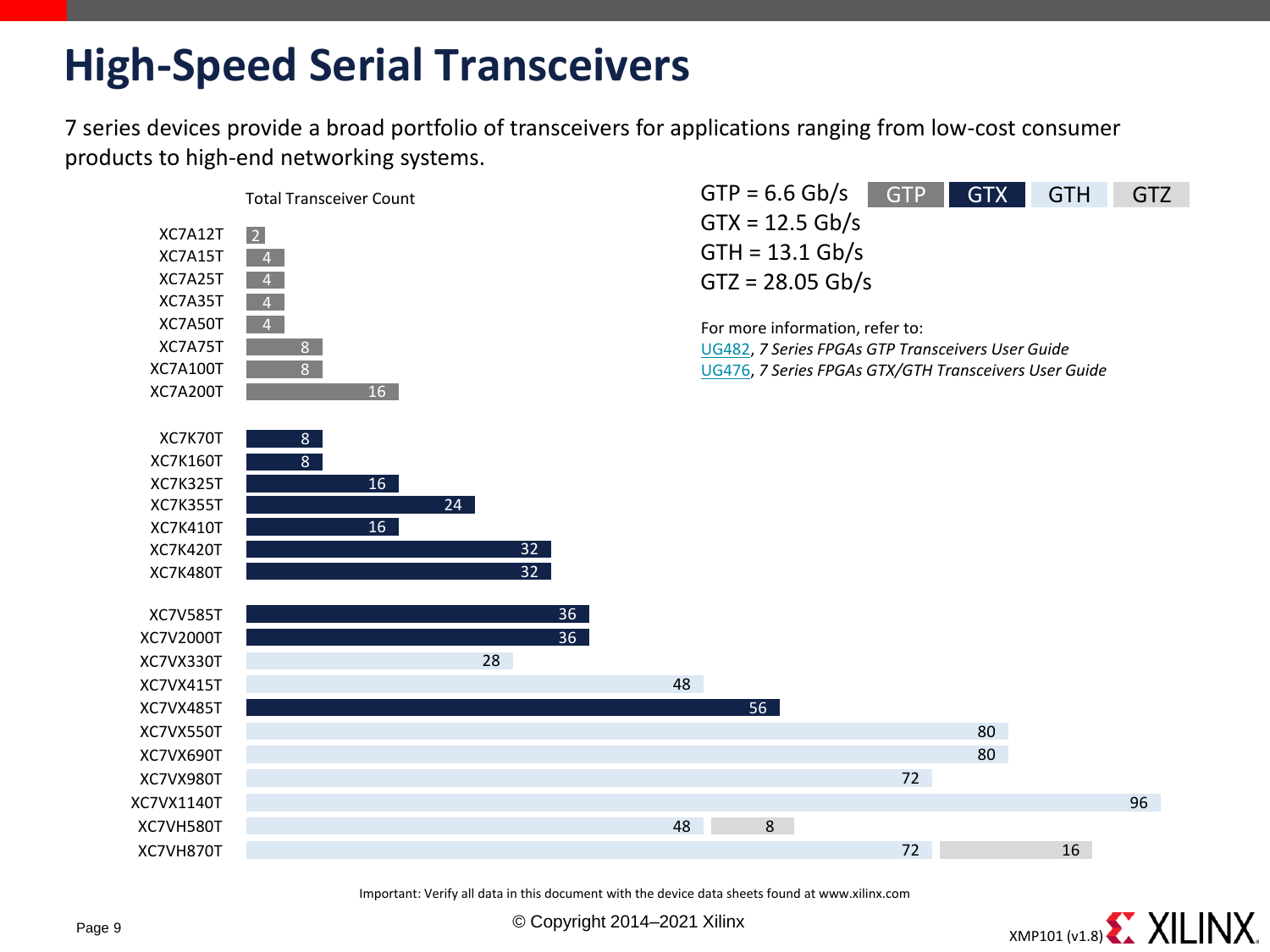# High-Speed Serial Transceivers

7 series devices provide a broad portfolio of transceivers for applications ranging from low-cost consumer products to high-end networking systems.

GTP = 6.6 Gb/s
GTX = 12.5 Gb/s
GTH = 13.1 Gb/s
GTZ = 28.05 Gb/s

For more information, refer to:
UG482, *7 Series FPGAs GTP Transceivers User Guide*
UG476, *7 Series FPGAs GTX/GTH Transceivers User Guide*

Total Transceiver Count

| Device | GTP | GTX | GTH | GTZ |
|---|---|---|---|---|
| XC7A12T | 2 | | | |
| XC7A15T | 4 | | | |
| XC7A25T | 4 | | | |
| XC7A35T | 4 | | | |
| XC7A50T | 4 | | | |
| XC7A75T | 8 | | | |
| XC7A100T | 8 | | | |
| XC7A200T | 16 | | | |
| XC7K70T | | 8 | | |
| XC7K160T | | 8 | | |
| XC7K325T | | 16 | | |
| XC7K355T | | 24 | | |
| XC7K410T | | 16 | | |
| XC7K420T | | 32 | | |
| XC7K480T | | 32 | | |
| XC7V585T | | 36 | | |
| XC7V2000T | | 36 | | |
| XC7VX330T | | | 28 | |
| XC7VX415T | | | 48 | |
| XC7VX485T | | 56 | | |
| XC7VX550T | | | 80 | |
| XC7VX690T | | | 80 | |
| XC7VX980T | | | 72 | |
| XC7VX1140T | | | 96 | |
| XC7VH580T | | | 48 | 8 |
| XC7VH870T | | | 72 | 16 |

Important: Verify all data in this document with the device data sheets found at www.xilinx.com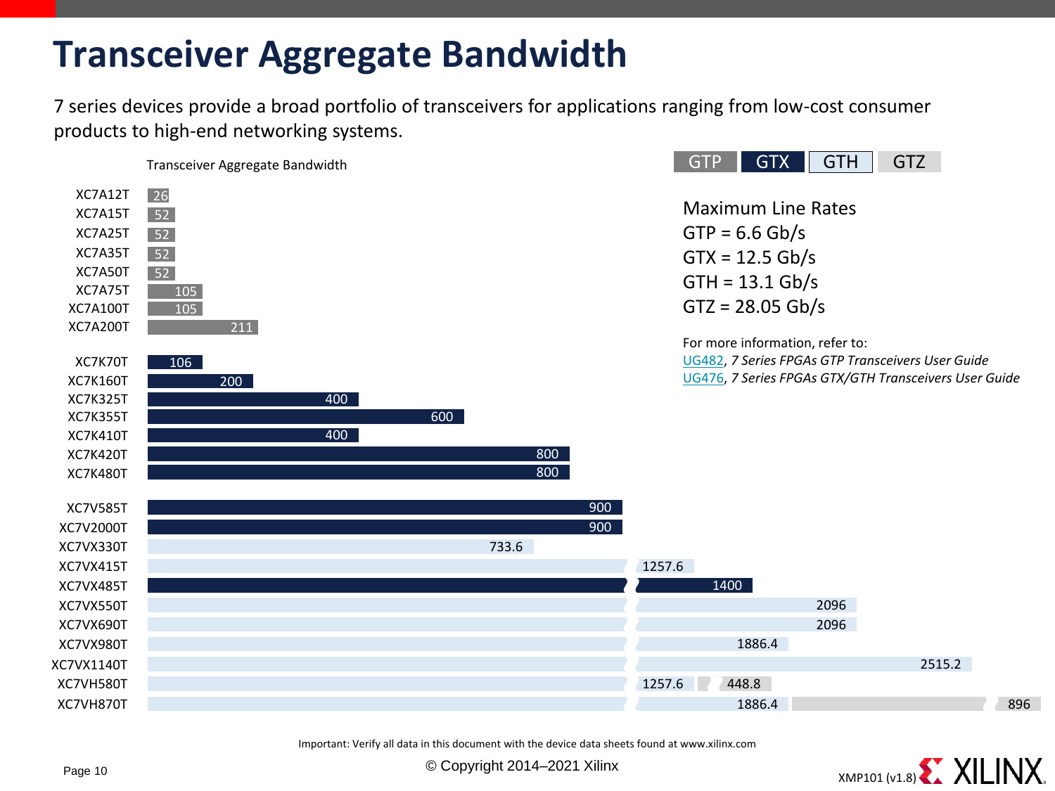# Transceiver Aggregate Bandwidth

7 series devices provide a broad portfolio of transceivers for applications ranging from low-cost consumer products to high-end networking systems.

Transceiver Aggregate Bandwidth

| Device | GTP | GTX | GTH | GTZ |
|---|---|---|---|---|
| XC7A12T | 26 | | | |
| XC7A15T | 52 | | | |
| XC7A25T | 52 | | | |
| XC7A35T | 52 | | | |
| XC7A50T | 52 | | | |
| XC7A75T | 105 | | | |
| XC7A100T | 105 | | | |
| XC7A200T | 211 | | | |
| XC7K70T | | 106 | | |
| XC7K160T | | 200 | | |
| XC7K325T | | 400 | | |
| XC7K355T | | 600 | | |
| XC7K410T | | 400 | | |
| XC7K420T | | 800 | | |
| XC7K480T | | 800 | | |
| XC7V585T | | 900 | | |
| XC7V2000T | | 900 | | |
| XC7VX330T | | | 733.6 | |
| XC7VX415T | | | 1257.6 | |
| XC7VX485T | | 1400 | | |
| XC7VX550T | | | 2096 | |
| XC7VX690T | | | 2096 | |
| XC7VX980T | | | 1886.4 | |
| XC7VX1140T | | | 2515.2 | |
| XC7VH580T | | | 1257.6 | 448.8 |
| XC7VH870T | | | 1886.4 | 896 |

Maximum Line Rates
GTP = 6.6 Gb/s
GTX = 12.5 Gb/s
GTH = 13.1 Gb/s
GTZ = 28.05 Gb/s

For more information, refer to:
UG482, *7 Series FPGAs GTP Transceivers User Guide*
UG476, *7 Series FPGAs GTX/GTH Transceivers User Guide*

Important: Verify all data in this document with the device data sheets found at www.xilinx.com

© Copyright 2014–2021 Xilinx

XMP101 (v1.8)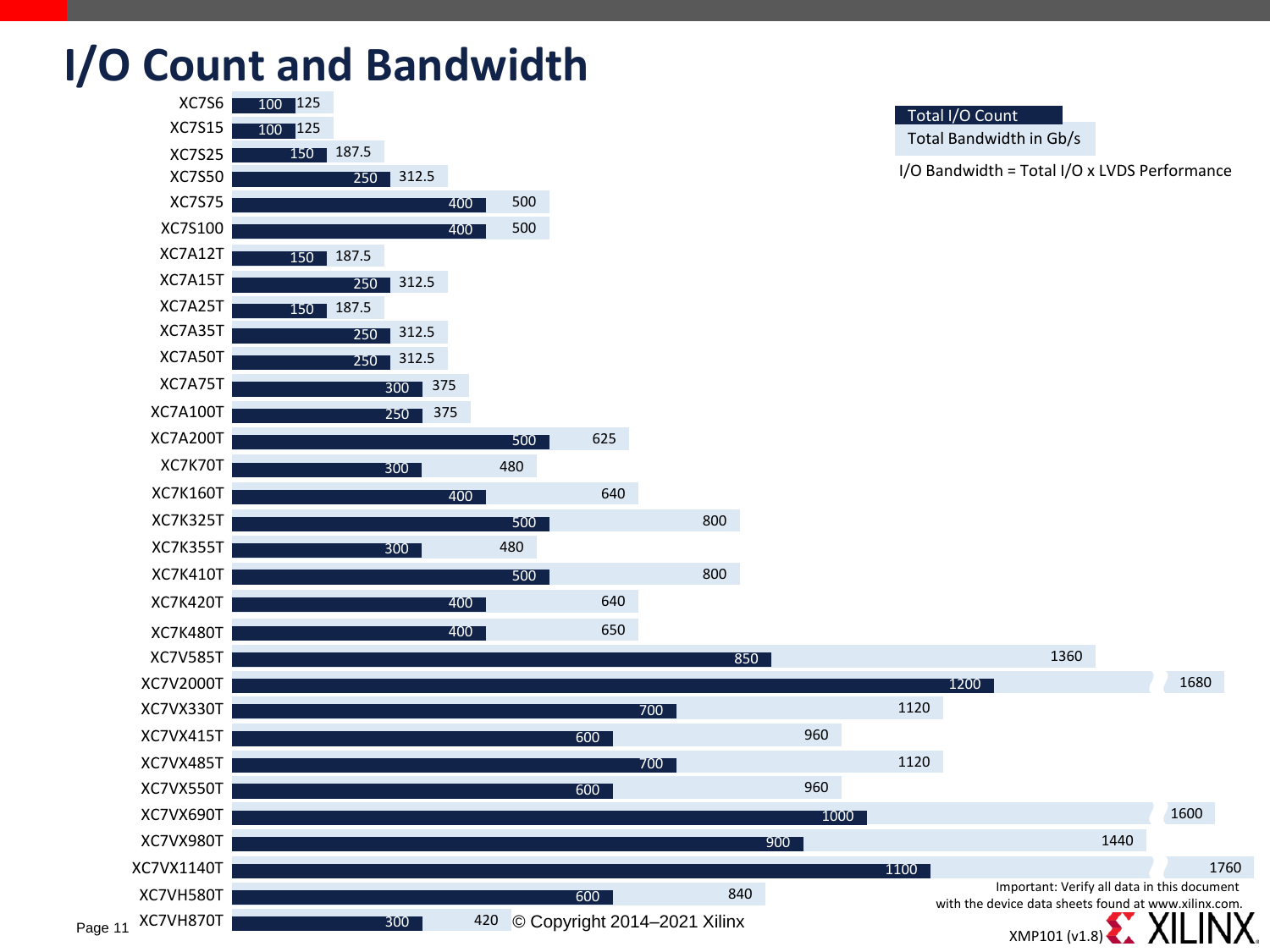# I/O Count and Bandwidth

| Device | Total I/O Count | Total Bandwidth in Gb/s |
|---|---|---|
| XC7S6 | 100 | 125 |
| XC7S15 | 100 | 125 |
| XC7S25 | 150 | 187.5 |
| XC7S50 | 250 | 312.5 |
| XC7S75 | 400 | 500 |
| XC7S100 | 400 | 500 |
| XC7A12T | 150 | 187.5 |
| XC7A15T | 250 | 312.5 |
| XC7A25T | 150 | 187.5 |
| XC7A35T | 250 | 312.5 |
| XC7A50T | 250 | 312.5 |
| XC7A75T | 300 | 375 |
| XC7A100T | 250 | 375 |
| XC7A200T | 500 | 625 |
| XC7K70T | 300 | 480 |
| XC7K160T | 400 | 640 |
| XC7K325T | 500 | 800 |
| XC7K355T | 300 | 480 |
| XC7K410T | 500 | 800 |
| XC7K420T | 400 | 640 |
| XC7K480T | 400 | 650 |
| XC7V585T | 850 | 1360 |
| XC7V2000T | 1200 | 1680 |
| XC7VX330T | 700 | 1120 |
| XC7VX415T | 600 | 960 |
| XC7VX485T | 700 | 1120 |
| XC7VX550T | 600 | 960 |
| XC7VX690T | 1000 | 1600 |
| XC7VX980T | 900 | 1440 |
| XC7VX1140T | 1100 | 1760 |
| XC7VH580T | 600 | 840 |
| XC7VH870T | 300 | 420 |

I/O Bandwidth = Total I/O x LVDS Performance

Important: Verify all data in this document with the device data sheets found at www.xilinx.com.

© Copyright 2014–2021 Xilinx

XMP101 (v1.8)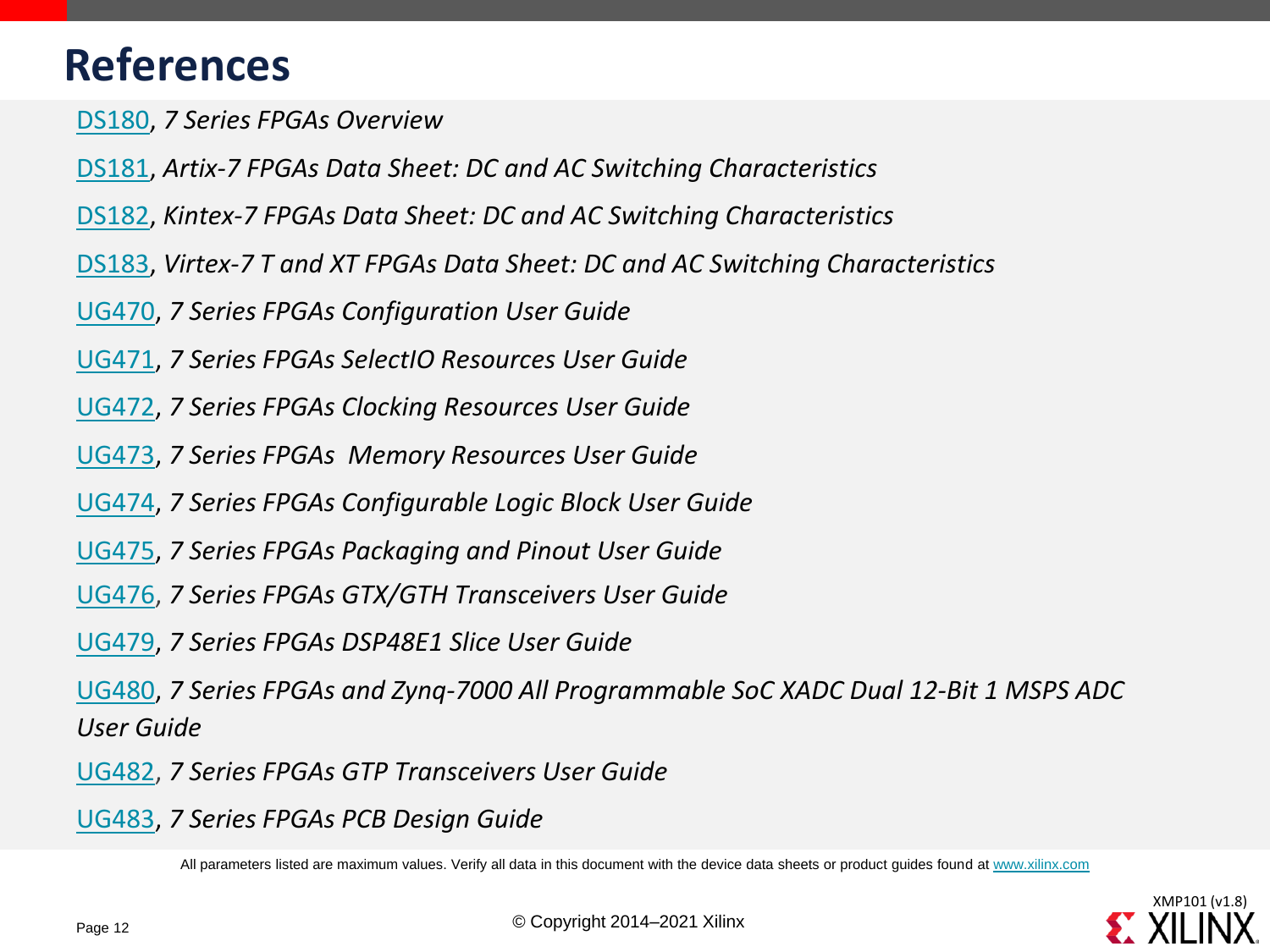# References

DS180, *7 Series FPGAs Overview*

DS181, *Artix-7 FPGAs Data Sheet: DC and AC Switching Characteristics*

DS182, *Kintex-7 FPGAs Data Sheet: DC and AC Switching Characteristics*

DS183, *Virtex-7 T and XT FPGAs Data Sheet: DC and AC Switching Characteristics*

UG470, *7 Series FPGAs Configuration User Guide*

UG471, *7 Series FPGAs SelectIO Resources User Guide*

UG472, *7 Series FPGAs Clocking Resources User Guide*

UG473, *7 Series FPGAs Memory Resources User Guide*

UG474, *7 Series FPGAs Configurable Logic Block User Guide*

UG475, *7 Series FPGAs Packaging and Pinout User Guide*

UG476, *7 Series FPGAs GTX/GTH Transceivers User Guide*

UG479, *7 Series FPGAs DSP48E1 Slice User Guide*

UG480, *7 Series FPGAs and Zynq-7000 All Programmable SoC XADC Dual 12-Bit 1 MSPS ADC User Guide*

UG482, *7 Series FPGAs GTP Transceivers User Guide*

UG483, *7 Series FPGAs PCB Design Guide*

All parameters listed are maximum values. Verify all data in this document with the device data sheets or product guides found at www.xilinx.com

© Copyright 2014–2021 Xilinx

XMP101 (v1.8)